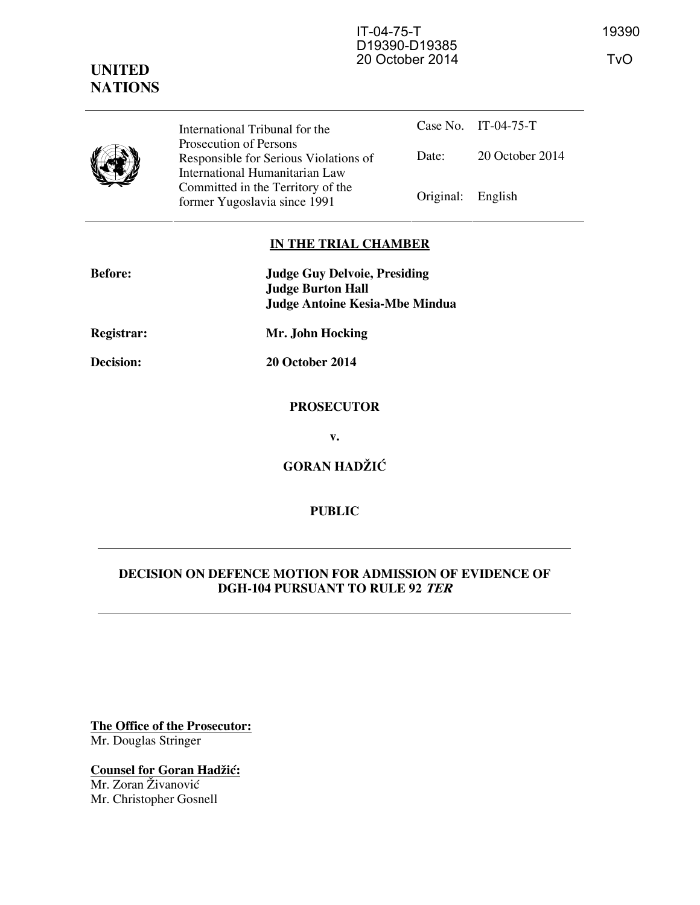IT-04-75-T
D19390-D19385
20 October 2014

19390

TvO

**UNITED NATIONS**

| International Tribunal for the Prosecution of Persons Responsible for Serious Violations of International Humanitarian Law Committed in the Territory of the former Yugoslavia since 1991 | Case No. | IT-04-75-T |
| --- | --- | --- |
| | Date: | 20 October 2014 |
| | Original: | English |

**IN THE TRIAL CHAMBER**

**Before:** **Judge Guy Delvoie, Presiding**
**Judge Burton Hall**
**Judge Antoine Kesia-Mbe Mindua**

**Registrar:** **Mr. John Hocking**

**Decision:** **20 October 2014**

**PROSECUTOR**

**v.**

**GORAN HADŽIĆ**

**PUBLIC**

**DECISION ON DEFENCE MOTION FOR ADMISSION OF EVIDENCE OF DGH-104 PURSUANT TO RULE 92 *TER***

**The Office of the Prosecutor:**
Mr. Douglas Stringer

**Counsel for Goran Hadžić:**
Mr. Zoran Živanović
Mr. Christopher Gosnell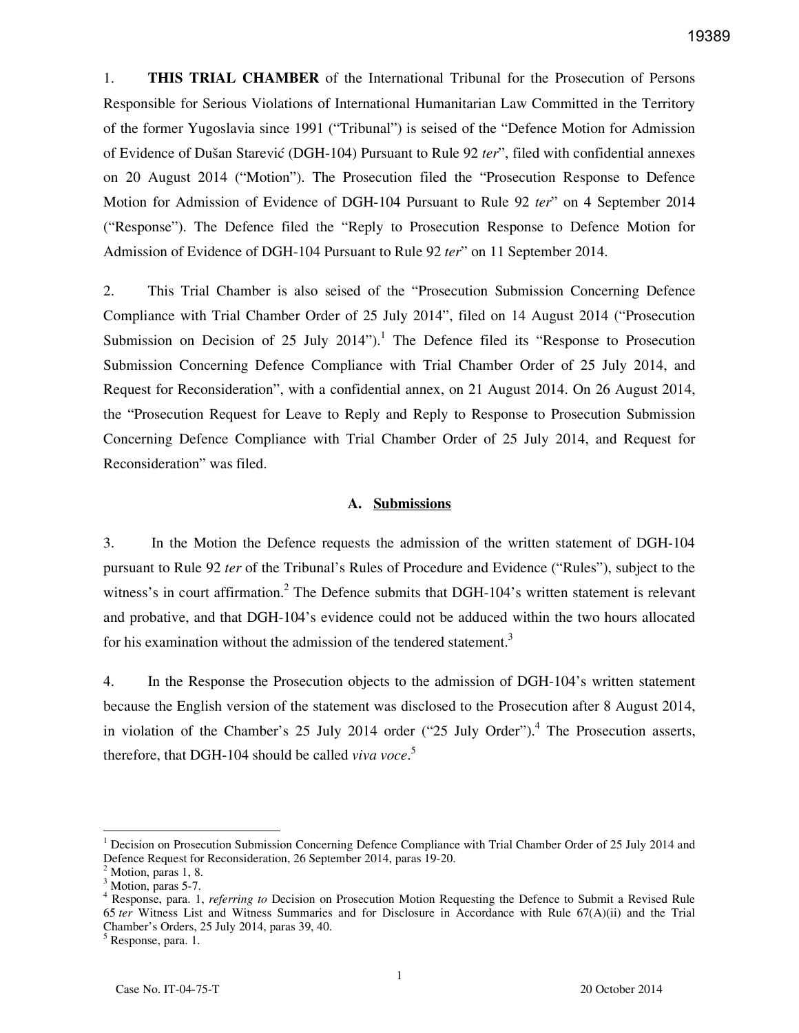1. **THIS TRIAL CHAMBER** of the International Tribunal for the Prosecution of Persons Responsible for Serious Violations of International Humanitarian Law Committed in the Territory of the former Yugoslavia since 1991 ("Tribunal") is seised of the "Defence Motion for Admission of Evidence of Dušan Starević (DGH-104) Pursuant to Rule 92 *ter*", filed with confidential annexes on 20 August 2014 ("Motion"). The Prosecution filed the "Prosecution Response to Defence Motion for Admission of Evidence of DGH-104 Pursuant to Rule 92 *ter*" on 4 September 2014 ("Response"). The Defence filed the "Reply to Prosecution Response to Defence Motion for Admission of Evidence of DGH-104 Pursuant to Rule 92 *ter*" on 11 September 2014.

2. This Trial Chamber is also seised of the "Prosecution Submission Concerning Defence Compliance with Trial Chamber Order of 25 July 2014", filed on 14 August 2014 ("Prosecution Submission on Decision of 25 July 2014").[1] The Defence filed its "Response to Prosecution Submission Concerning Defence Compliance with Trial Chamber Order of 25 July 2014, and Request for Reconsideration", with a confidential annex, on 21 August 2014. On 26 August 2014, the "Prosecution Request for Leave to Reply and Reply to Response to Prosecution Submission Concerning Defence Compliance with Trial Chamber Order of 25 July 2014, and Request for Reconsideration" was filed.

## A. Submissions

3. In the Motion the Defence requests the admission of the written statement of DGH-104 pursuant to Rule 92 *ter* of the Tribunal's Rules of Procedure and Evidence ("Rules"), subject to the witness's in court affirmation.[2] The Defence submits that DGH-104's written statement is relevant and probative, and that DGH-104's evidence could not be adduced within the two hours allocated for his examination without the admission of the tendered statement.[3]

4. In the Response the Prosecution objects to the admission of DGH-104's written statement because the English version of the statement was disclosed to the Prosecution after 8 August 2014, in violation of the Chamber's 25 July 2014 order ("25 July Order").[4] The Prosecution asserts, therefore, that DGH-104 should be called *viva voce*.[5]

---

[1] Decision on Prosecution Submission Concerning Defence Compliance with Trial Chamber Order of 25 July 2014 and Defence Request for Reconsideration, 26 September 2014, paras 19-20.

[2] Motion, paras 1, 8.

[3] Motion, paras 5-7.

[4] Response, para. 1, *referring to* Decision on Prosecution Motion Requesting the Defence to Submit a Revised Rule 65 *ter* Witness List and Witness Summaries and for Disclosure in Accordance with Rule 67(A)(ii) and the Trial Chamber's Orders, 25 July 2014, paras 39, 40.

[5] Response, para. 1.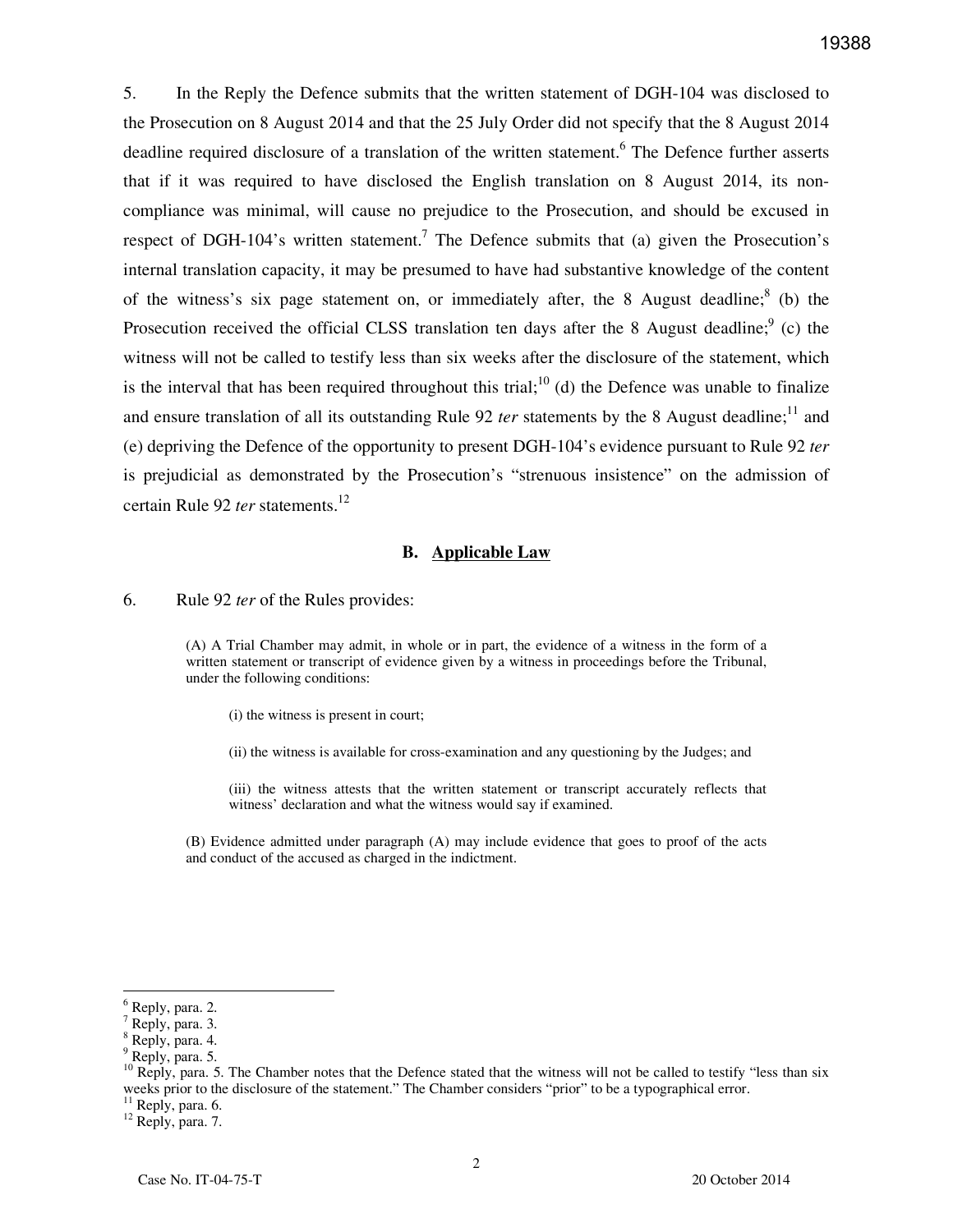5. In the Reply the Defence submits that the written statement of DGH-104 was disclosed to the Prosecution on 8 August 2014 and that the 25 July Order did not specify that the 8 August 2014 deadline required disclosure of a translation of the written statement.[6] The Defence further asserts that if it was required to have disclosed the English translation on 8 August 2014, its non-compliance was minimal, will cause no prejudice to the Prosecution, and should be excused in respect of DGH-104's written statement.[7] The Defence submits that (a) given the Prosecution's internal translation capacity, it may be presumed to have had substantive knowledge of the content of the witness's six page statement on, or immediately after, the 8 August deadline;[8] (b) the Prosecution received the official CLSS translation ten days after the 8 August deadline;[9] (c) the witness will not be called to testify less than six weeks after the disclosure of the statement, which is the interval that has been required throughout this trial;[10] (d) the Defence was unable to finalize and ensure translation of all its outstanding Rule 92 *ter* statements by the 8 August deadline;[11] and (e) depriving the Defence of the opportunity to present DGH-104's evidence pursuant to Rule 92 *ter* is prejudicial as demonstrated by the Prosecution's "strenuous insistence" on the admission of certain Rule 92 *ter* statements.[12]

## B. Applicable Law

6. Rule 92 *ter* of the Rules provides:

> (A) A Trial Chamber may admit, in whole or in part, the evidence of a witness in the form of a written statement or transcript of evidence given by a witness in proceedings before the Tribunal, under the following conditions:
>
> (i) the witness is present in court;
>
> (ii) the witness is available for cross-examination and any questioning by the Judges; and
>
> (iii) the witness attests that the written statement or transcript accurately reflects that witness' declaration and what the witness would say if examined.
>
> (B) Evidence admitted under paragraph (A) may include evidence that goes to proof of the acts and conduct of the accused as charged in the indictment.

---

[6] Reply, para. 2.

[7] Reply, para. 3.

[8] Reply, para. 4.

[9] Reply, para. 5.

[10] Reply, para. 5. The Chamber notes that the Defence stated that the witness will not be called to testify "less than six weeks prior to the disclosure of the statement." The Chamber considers "prior" to be a typographical error.

[11] Reply, para. 6.

[12] Reply, para. 7.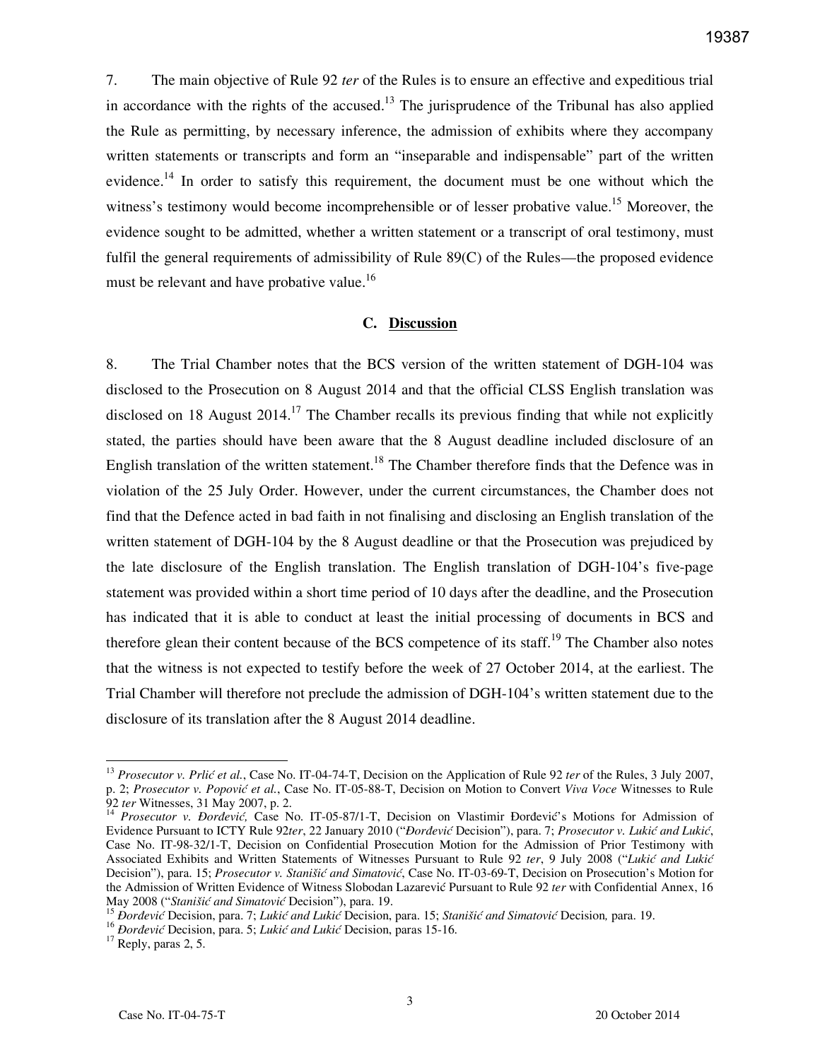7. The main objective of Rule 92 *ter* of the Rules is to ensure an effective and expeditious trial in accordance with the rights of the accused.[13] The jurisprudence of the Tribunal has also applied the Rule as permitting, by necessary inference, the admission of exhibits where they accompany written statements or transcripts and form an "inseparable and indispensable" part of the written evidence.[14] In order to satisfy this requirement, the document must be one without which the witness's testimony would become incomprehensible or of lesser probative value.[15] Moreover, the evidence sought to be admitted, whether a written statement or a transcript of oral testimony, must fulfil the general requirements of admissibility of Rule 89(C) of the Rules—the proposed evidence must be relevant and have probative value.[16]

### C. Discussion

8. The Trial Chamber notes that the BCS version of the written statement of DGH-104 was disclosed to the Prosecution on 8 August 2014 and that the official CLSS English translation was disclosed on 18 August 2014.[17] The Chamber recalls its previous finding that while not explicitly stated, the parties should have been aware that the 8 August deadline included disclosure of an English translation of the written statement.[18] The Chamber therefore finds that the Defence was in violation of the 25 July Order. However, under the current circumstances, the Chamber does not find that the Defence acted in bad faith in not finalising and disclosing an English translation of the written statement of DGH-104 by the 8 August deadline or that the Prosecution was prejudiced by the late disclosure of the English translation. The English translation of DGH-104's five-page statement was provided within a short time period of 10 days after the deadline, and the Prosecution has indicated that it is able to conduct at least the initial processing of documents in BCS and therefore glean their content because of the BCS competence of its staff.[19] The Chamber also notes that the witness is not expected to testify before the week of 27 October 2014, at the earliest. The Trial Chamber will therefore not preclude the admission of DGH-104's written statement due to the disclosure of its translation after the 8 August 2014 deadline.

---

[13] *Prosecutor v. Prlić et al.*, Case No. IT-04-74-T, Decision on the Application of Rule 92 *ter* of the Rules, 3 July 2007, p. 2; *Prosecutor v. Popović et al.*, Case No. IT-05-88-T, Decision on Motion to Convert *Viva Voce* Witnesses to Rule 92 *ter* Witnesses, 31 May 2007, p. 2.

[14] *Prosecutor v. Đorđević,* Case No. IT-05-87/1-T, Decision on Vlastimir Đorđević's Motions for Admission of Evidence Pursuant to ICTY Rule 92*ter*, 22 January 2010 ("*Đorđević* Decision"), para. 7; *Prosecutor v. Lukić and Lukić*, Case No. IT-98-32/1-T, Decision on Confidential Prosecution Motion for the Admission of Prior Testimony with Associated Exhibits and Written Statements of Witnesses Pursuant to Rule 92 *ter*, 9 July 2008 ("*Lukić and Lukić* Decision"), para. 15; *Prosecutor v. Stanišić and Simatović*, Case No. IT-03-69-T, Decision on Prosecution's Motion for the Admission of Written Evidence of Witness Slobodan Lazarević Pursuant to Rule 92 *ter* with Confidential Annex, 16 May 2008 ("*Stanišić and Simatović* Decision"), para. 19.

[15] *Đorđević* Decision, para. 7; *Lukić and Lukić* Decision, para. 15; *Stanišić and Simatović* Decision*,* para. 19.

[16] *Đorđević* Decision, para. 5; *Lukić and Lukić* Decision, paras 15-16.

[17] Reply, paras 2, 5.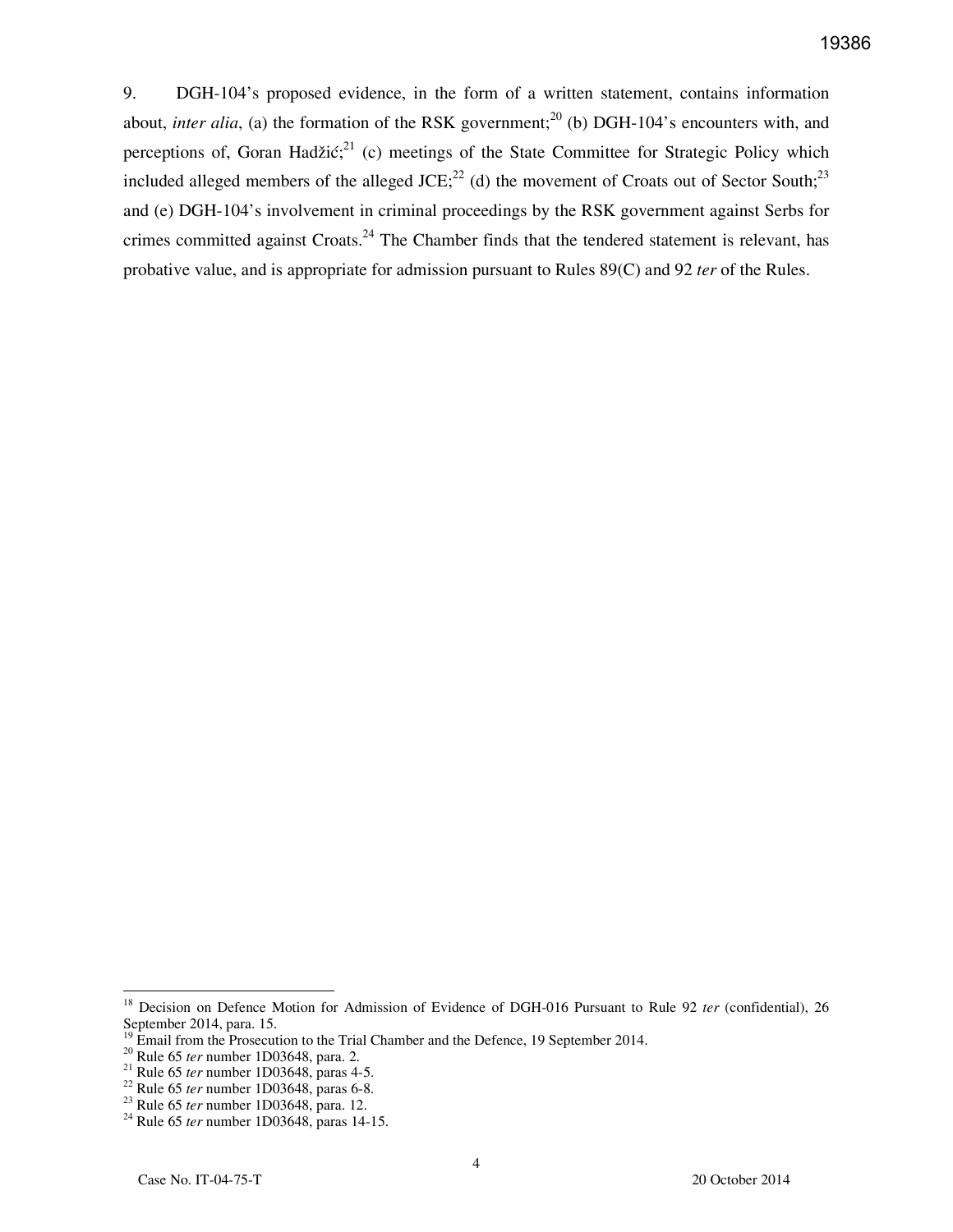9. DGH-104's proposed evidence, in the form of a written statement, contains information about, *inter alia*, (a) the formation of the RSK government;[20] (b) DGH-104's encounters with, and perceptions of, Goran Hadžić;[21] (c) meetings of the State Committee for Strategic Policy which included alleged members of the alleged JCE;[22] (d) the movement of Croats out of Sector South;[23] and (e) DGH-104's involvement in criminal proceedings by the RSK government against Serbs for crimes committed against Croats.[24] The Chamber finds that the tendered statement is relevant, has probative value, and is appropriate for admission pursuant to Rules 89(C) and 92 *ter* of the Rules.

---

[18] Decision on Defence Motion for Admission of Evidence of DGH-016 Pursuant to Rule 92 *ter* (confidential), 26 September 2014, para. 15.

[19] Email from the Prosecution to the Trial Chamber and the Defence, 19 September 2014.

[20] Rule 65 *ter* number 1D03648, para. 2.

[21] Rule 65 *ter* number 1D03648, paras 4-5.

[22] Rule 65 *ter* number 1D03648, paras 6-8.

[23] Rule 65 *ter* number 1D03648, para. 12.

[24] Rule 65 *ter* number 1D03648, paras 14-15.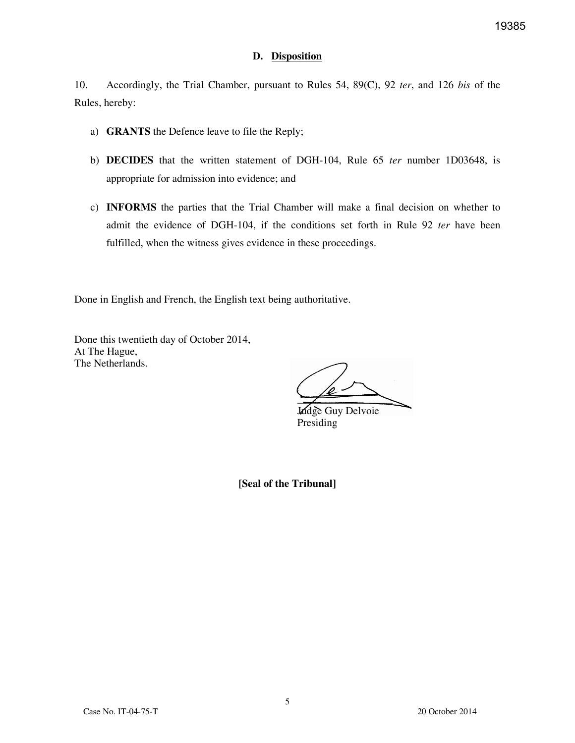### D. Disposition

10. Accordingly, the Trial Chamber, pursuant to Rules 54, 89(C), 92 *ter*, and 126 *bis* of the Rules, hereby:

a) **GRANTS** the Defence leave to file the Reply;

b) **DECIDES** that the written statement of DGH-104, Rule 65 *ter* number 1D03648, is appropriate for admission into evidence; and

c) **INFORMS** the parties that the Trial Chamber will make a final decision on whether to admit the evidence of DGH-104, if the conditions set forth in Rule 92 *ter* have been fulfilled, when the witness gives evidence in these proceedings.

Done in English and French, the English text being authoritative.

Done this twentieth day of October 2014,
At The Hague,
The Netherlands.

Judge Guy Delvoie
Presiding

**[Seal of the Tribunal]**